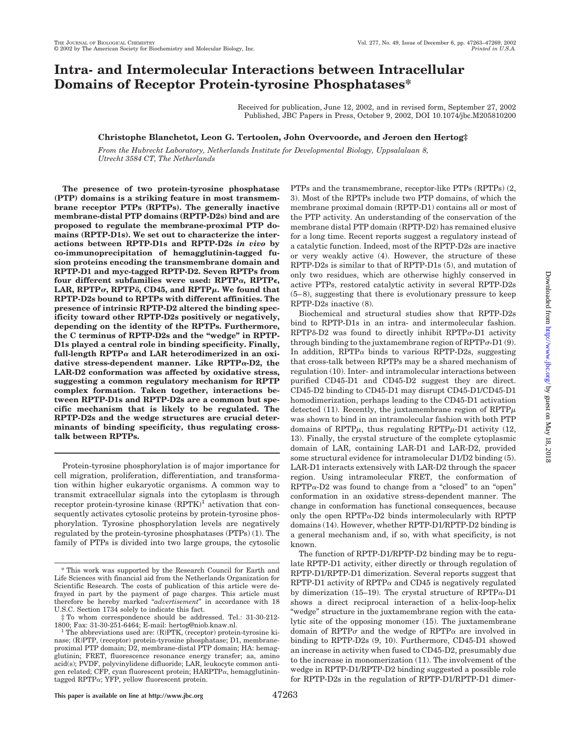# Intra- and Intermolecular Interactions between Intracellular Domains of Receptor Protein-tyrosine Phosphatases*

Received for publication, June 12, 2002, and in revised form, September 27, 2002
Published, JBC Papers in Press, October 9, 2002, DOI 10.1074/jbc.M205810200

**Christophe Blanchetot, Leon G. Tertoolen, John Overvoorde, and Jeroen den Hertog‡**

*From the Hubrecht Laboratory, Netherlands Institute for Developmental Biology, Uppsalalaan 8, Utrecht 3584 CT, The Netherlands*

**The presence of two protein-tyrosine phosphatase (PTP) domains is a striking feature in most transmembrane receptor PTPs (RPTPs). The generally inactive membrane-distal PTP domains (RPTP-D2s) bind and are proposed to regulate the membrane-proximal PTP domains (RPTP-D1s). We set out to characterize the interactions between RPTP-D1s and RPTP-D2s *in vivo* by co-immunoprecipitation of hemagglutinin-tagged fusion proteins encoding the transmembrane domain and RPTP-D1 and myc-tagged RPTP-D2. Seven RPTPs from four different subfamilies were used: RPTPα, RPTPε, LAR, RPTPσ, RPTPδ, CD45, and RPTPμ. We found that RPTP-D2s bound to RPTPs with different affinities. The presence of intrinsic RPTP-D2 altered the binding specificity toward other RPTP-D2s positively or negatively, depending on the identity of the RPTPs. Furthermore, the C terminus of RPTP-D2s and the "wedge" in RPTP-D1s played a central role in binding specificity. Finally, full-length RPTPα and LAR heterodimerized in an oxidative stress-dependent manner. Like RPTPα-D2, the LAR-D2 conformation was affected by oxidative stress, suggesting a common regulatory mechanism for RPTP complex formation. Taken together, interactions between RPTP-D1s and RPTP-D2s are a common but specific mechanism that is likely to be regulated. The RPTP-D2s and the wedge structures are crucial determinants of binding specificity, thus regulating cross-talk between RPTPs.**

Protein-tyrosine phosphorylation is of major importance for cell migration, proliferation, differentiation, and transformation within higher eukaryotic organisms. A common way to transmit extracellular signals into the cytoplasm is through receptor protein-tyrosine kinase (RPTK)[1] activation that consequently activates cytosolic proteins by protein-tyrosine phosphorylation. Tyrosine phosphorylation levels are negatively regulated by the protein-tyrosine phosphatases (PTPs) (1). The family of PTPs is divided into two large groups, the cytosolic PTPs and the transmembrane, receptor-like PTPs (RPTPs) (2, 3). Most of the RPTPs include two PTP domains, of which the membrane proximal domain (RPTP-D1) contains all or most of the PTP activity. An understanding of the conservation of the membrane distal PTP domain (RPTP-D2) has remained elusive for a long time. Recent reports suggest a regulatory instead of a catalytic function. Indeed, most of the RPTP-D2s are inactive or very weakly active (4). However, the structure of these RPTP-D2s is similar to that of RPTP-D1s (5), and mutation of only two residues, which are otherwise highly conserved in active PTPs, restored catalytic activity in several RPTP-D2s (5–8), suggesting that there is evolutionary pressure to keep RPTP-D2s inactive (8).

Biochemical and structural studies show that RPTP-D2s bind to RPTP-D1s in an intra- and intermolecular fashion. RPTPδ-D2 was found to directly inhibit RPTPσ-D1 activity through binding to the juxtamembrane region of RPTPσ-D1 (9). In addition, RPTPα binds to various RPTP-D2s, suggesting that cross-talk between RPTPs may be a shared mechanism of regulation (10). Inter- and intramolecular interactions between purified CD45-D1 and CD45-D2 suggest they are direct. CD45-D2 binding to CD45-D1 may disrupt CD45-D1/CD45-D1 homodimerization, perhaps leading to the CD45-D1 activation detected (11). Recently, the juxtamembrane region of RPTPμ was shown to bind in an intramolecular fashion with both PTP domains of RPTPμ, thus regulating RPTPμ-D1 activity (12, 13). Finally, the crystal structure of the complete cytoplasmic domain of LAR, containing LAR-D1 and LAR-D2, provided some structural evidence for intramolecular D1/D2 binding (5). LAR-D1 interacts extensively with LAR-D2 through the spacer region. Using intramolecular FRET, the conformation of RPTPα-D2 was found to change from a "closed" to an "open" conformation in an oxidative stress-dependent manner. The change in conformation has functional consequences, because only the open RPTPα-D2 binds intermolecularly with RPTP domains (14). However, whether RPTP-D1/RPTP-D2 binding is a general mechanism and, if so, with what specificity, is not known.

The function of RPTP-D1/RPTP-D2 binding may be to regulate RPTP-D1 activity, either directly or through regulation of RPTP-D1/RPTP-D1 dimerization. Several reports suggest that RPTP-D1 activity of RPTPα and CD45 is negatively regulated by dimerization (15–19). The crystal structure of RPTPα-D1 shows a direct reciprocal interaction of a helix-loop-helix "wedge" structure in the juxtamembrane region with the catalytic site of the opposing monomer (15). The juxtamembrane domain of RPTPσ and the wedge of RPTPα are involved in binding to RPTP-D2s (9, 10). Furthermore, CD45-D1 showed an increase in activity when fused to CD45-D2, presumably due to the increase in monomerization (11). The involvement of the wedge in RPTP-D1/RPTP-D2 binding suggested a possible role for RPTP-D2s in the regulation of RPTP-D1/RPTP-D1 dimer-

\* This work was supported by the Research Council for Earth and Life Sciences with financial aid from the Netherlands Organization for Scientific Research. The costs of publication of this article were defrayed in part by the payment of page charges. This article must therefore be hereby marked "*advertisement*" in accordance with 18 U.S.C. Section 1734 solely to indicate this fact.

‡ To whom correspondence should be addressed. Tel.: 31-30-212-1800; Fax: 31-30-251-6464; E-mail: hertog@niob.knaw.nl.

[1] The abbreviations used are: (R)PTK, (receptor) protein-tyrosine kinase; (R)PTP, (receptor) protein-tyrosine phosphatase; D1, membrane-proximal PTP domain; D2, membrane-distal PTP domain; HA: hemagglutinin; FRET, fluorescence resonance energy transfer; aa, amino acid(s); PVDF, polyvinylidene difluoride; LAR, leukocyte common antigen related; CFP, cyan fluorescent protein; HARPTPα, hemagglutinin-tagged RPTPα; YFP, yellow fluorescent protein.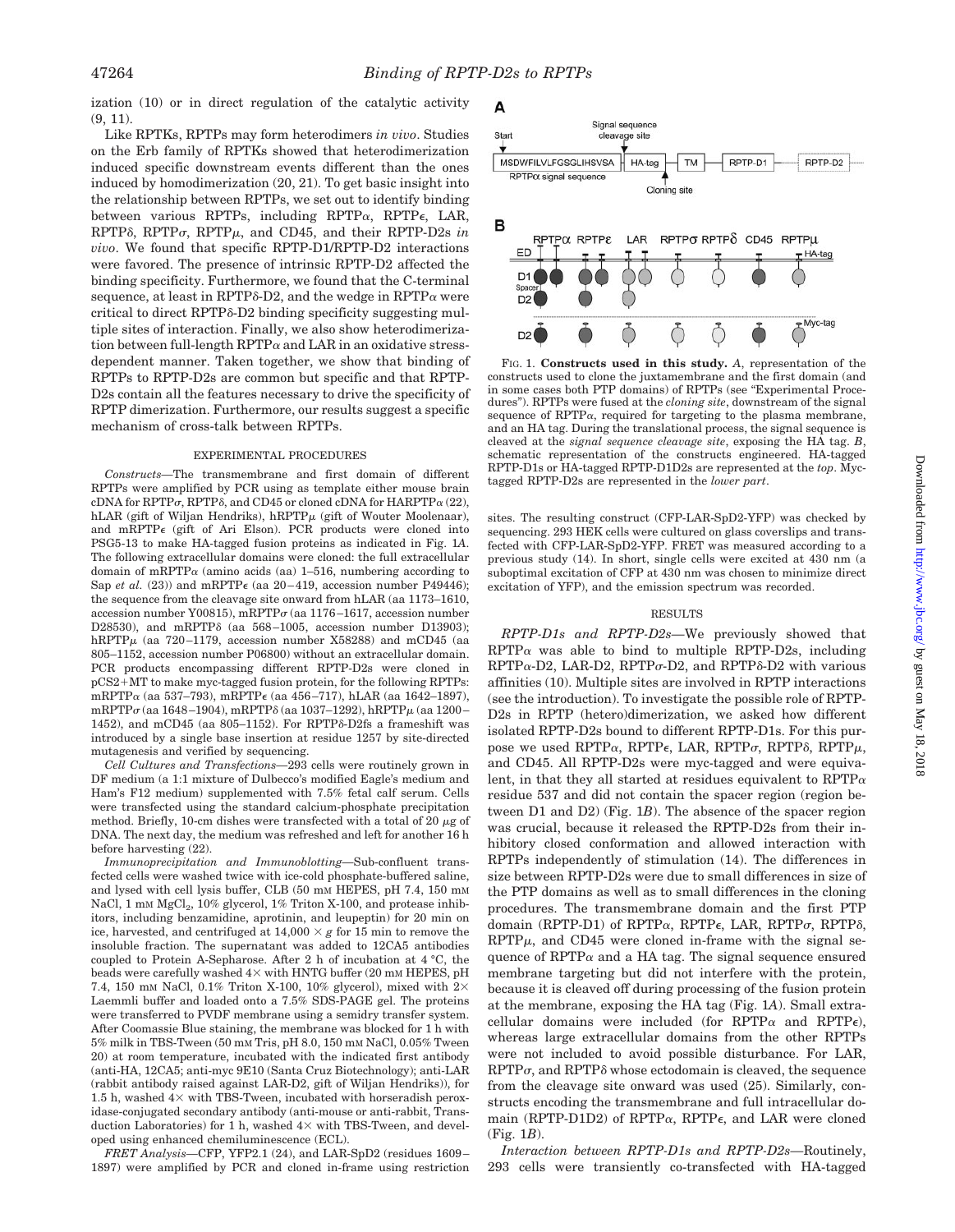ization (10) or in direct regulation of the catalytic activity (9, 11).

Like RPTKs, RPTPs may form heterodimers *in vivo*. Studies on the Erb family of RPTKs showed that heterodimerization induced specific downstream events different than the ones induced by homodimerization (20, 21). To get basic insight into the relationship between RPTPs, we set out to identify binding between various RPTPs, including RPTPα, RPTPε, LAR, RPTPδ, RPTPσ, RPTPμ, and CD45, and their RPTP-D2s *in vivo*. We found that specific RPTP-D1/RPTP-D2 interactions were favored. The presence of intrinsic RPTP-D2 affected the binding specificity. Furthermore, we found that the C-terminal sequence, at least in RPTPδ-D2, and the wedge in RPTPα were critical to direct RPTPδ-D2 binding specificity suggesting multiple sites of interaction. Finally, we also show heterodimerization between full-length RPTPα and LAR in an oxidative stress-dependent manner. Taken together, we show that binding of RPTPs to RPTP-D2s are common but specific and that RPTP-D2s contain all the features necessary to drive the specificity of RPTP dimerization. Furthermore, our results suggest a specific mechanism of cross-talk between RPTPs.

## EXPERIMENTAL PROCEDURES

*Constructs*—The transmembrane and first domain of different RPTPs were amplified by PCR using as template either mouse brain cDNA for RPTPσ, RPTPδ, and CD45 or cloned cDNA for HARPTPα (22), hLAR (gift of Wiljan Hendriks), hRPTPμ (gift of Wouter Moolenaar), and mRPTPε (gift of Ari Elson). PCR products were cloned into PSG5-13 to make HA-tagged fusion proteins as indicated in Fig. 1*A*. The following extracellular domains were cloned: the full extracellular domain of mRPTPα (amino acids (aa) 1–516, numbering according to Sap *et al.* (23)) and mRPTPε (aa 20–419, accession number P49446); the sequence from the cleavage site onward from hLAR (aa 1173–1610, accession number Y00815), mRPTPσ (aa 1176–1617, accession number D28530), and mRPTPδ (aa 568–1005, accession number D13903); hRPTPμ (aa 720–1179, accession number X58288) and mCD45 (aa 805–1152, accession number P06800) without an extracellular domain. PCR products encompassing different RPTP-D2s were cloned in pCS2+MT to make myc-tagged fusion protein, for the following RPTPs: mRPTPα (aa 537–793), mRPTPε (aa 456–717), hLAR (aa 1642–1897), mRPTPσ (aa 1648–1904), mRPTPδ (aa 1037–1292), hRPTPμ (aa 1200–1452), and mCD45 (aa 805–1152). For RPTPδ-D2fs a frameshift was introduced by a single base insertion at residue 1257 by site-directed mutagenesis and verified by sequencing.

*Cell Cultures and Transfections*—293 cells were routinely grown in DF medium (a 1:1 mixture of Dulbecco's modified Eagle's medium and Ham's F12 medium) supplemented with 7.5% fetal calf serum. Cells were transfected using the standard calcium-phosphate precipitation method. Briefly, 10-cm dishes were transfected with a total of 20 μg of DNA. The next day, the medium was refreshed and left for another 16 h before harvesting (22).

*Immunoprecipitation and Immunoblotting*—Sub-confluent transfected cells were washed twice with ice-cold phosphate-buffered saline, and lysed with cell lysis buffer, CLB (50 mM HEPES, pH 7.4, 150 mM NaCl, 1 mM $MgCl_2$, 10% glycerol, 1% Triton X-100, and protease inhibitors, including benzamidine, aprotinin, and leupeptin) for 20 min on ice, harvested, and centrifuged at 14,000 × *g* for 15 min to remove the insoluble fraction. The supernatant was added to 12CA5 antibodies coupled to Protein A-Sepharose. After 2 h of incubation at 4 °C, the beads were carefully washed 4× with HNTG buffer (20 mM HEPES, pH 7.4, 150 mM NaCl, 0.1% Triton X-100, 10% glycerol), mixed with 2× Laemmli buffer and loaded onto a 7.5% SDS-PAGE gel. The proteins were transferred to PVDF membrane using a semidry transfer system. After Coomassie Blue staining, the membrane was blocked for 1 h with 5% milk in TBS-Tween (50 mM Tris, pH 8.0, 150 mM NaCl, 0.05% Tween 20) at room temperature, incubated with the indicated first antibody (anti-HA, 12CA5; anti-myc 9E10 (Santa Cruz Biotechnology); anti-LAR (rabbit antibody raised against LAR-D2, gift of Wiljan Hendriks)), for 1.5 h, washed 4× with TBS-Tween, incubated with horseradish peroxidase-conjugated secondary antibody (anti-mouse or anti-rabbit, Transduction Laboratories) for 1 h, washed 4× with TBS-Tween, and developed using enhanced chemiluminescence (ECL).

*FRET Analysis*—CFP, YFP2.1 (24), and LAR-SpD2 (residues 1609–1897) were amplified by PCR and cloned in-frame using restriction sites. The resulting construct (CFP-LAR-SpD2-YFP) was checked by sequencing. 293 HEK cells were cultured on glass coverslips and transfected with CFP-LAR-SpD2-YFP. FRET was measured according to a previous study (14). In short, single cells were excited at 430 nm (a suboptimal excitation of CFP at 430 nm was chosen to minimize direct excitation of YFP), and the emission spectrum was recorded.

FIG. 1. **Constructs used in this study.** *A*, representation of the constructs used to clone the juxtamembrane and the first domain (and in some cases both PTP domains) of RPTPs (see "Experimental Procedures"). RPTPs were fused at the *cloning site*, downstream of the signal sequence of RPTPα, required for targeting to the plasma membrane, and an HA tag. During the translational process, the signal sequence is cleaved at the *signal sequence cleavage site*, exposing the HA tag. *B*, schematic representation of the constructs engineered. HA-tagged RPTP-D1s or HA-tagged RPTP-D1D2s are represented at the *top*. Myc-tagged RPTP-D2s are represented in the *lower part*.

## RESULTS

*RPTP-D1s and RPTP-D2s*—We previously showed that RPTPα was able to bind to multiple RPTP-D2s, including RPTPα-D2, LAR-D2, RPTPσ-D2, and RPTPδ-D2 with various affinities (10). Multiple sites are involved in RPTP interactions (see the introduction). To investigate the possible role of RPTP-D2s in RPTP (hetero)dimerization, we asked how different isolated RPTP-D2s bound to different RPTP-D1s. For this purpose we used RPTPα, RPTPε, LAR, RPTPσ, RPTPδ, RPTPμ, and CD45. All RPTP-D2s were myc-tagged and were equivalent, in that they all started at residues equivalent to RPTPα residue 537 and did not contain the spacer region (region between D1 and D2) (Fig. 1*B*). The absence of the spacer region was crucial, because it released the RPTP-D2s from their inhibitory closed conformation and allowed interaction with RPTPs independently of stimulation (14). The differences in size between RPTP-D2s were due to small differences in size of the PTP domains as well as to small differences in the cloning procedures. The transmembrane domain and the first PTP domain (RPTP-D1) of RPTPα, RPTPε, LAR, RPTPσ, RPTPδ, RPTPμ, and CD45 were cloned in-frame with the signal sequence of RPTPα and a HA tag. The signal sequence ensured membrane targeting but did not interfere with the protein, because it is cleaved off during processing of the fusion protein at the membrane, exposing the HA tag (Fig. 1*A*). Small extracellular domains were included (for RPTPα and RPTPε), whereas large extracellular domains from the other RPTPs were not included to avoid possible disturbance. For LAR, RPTPσ, and RPTPδ whose ectodomain is cleaved, the sequence from the cleavage site onward was used (25). Similarly, constructs encoding the transmembrane and full intracellular domain (RPTP-D1D2) of RPTPα, RPTPε, and LAR were cloned (Fig. 1*B*).

*Interaction between RPTP-D1s and RPTP-D2s*—Routinely, 293 cells were transiently co-transfected with HA-tagged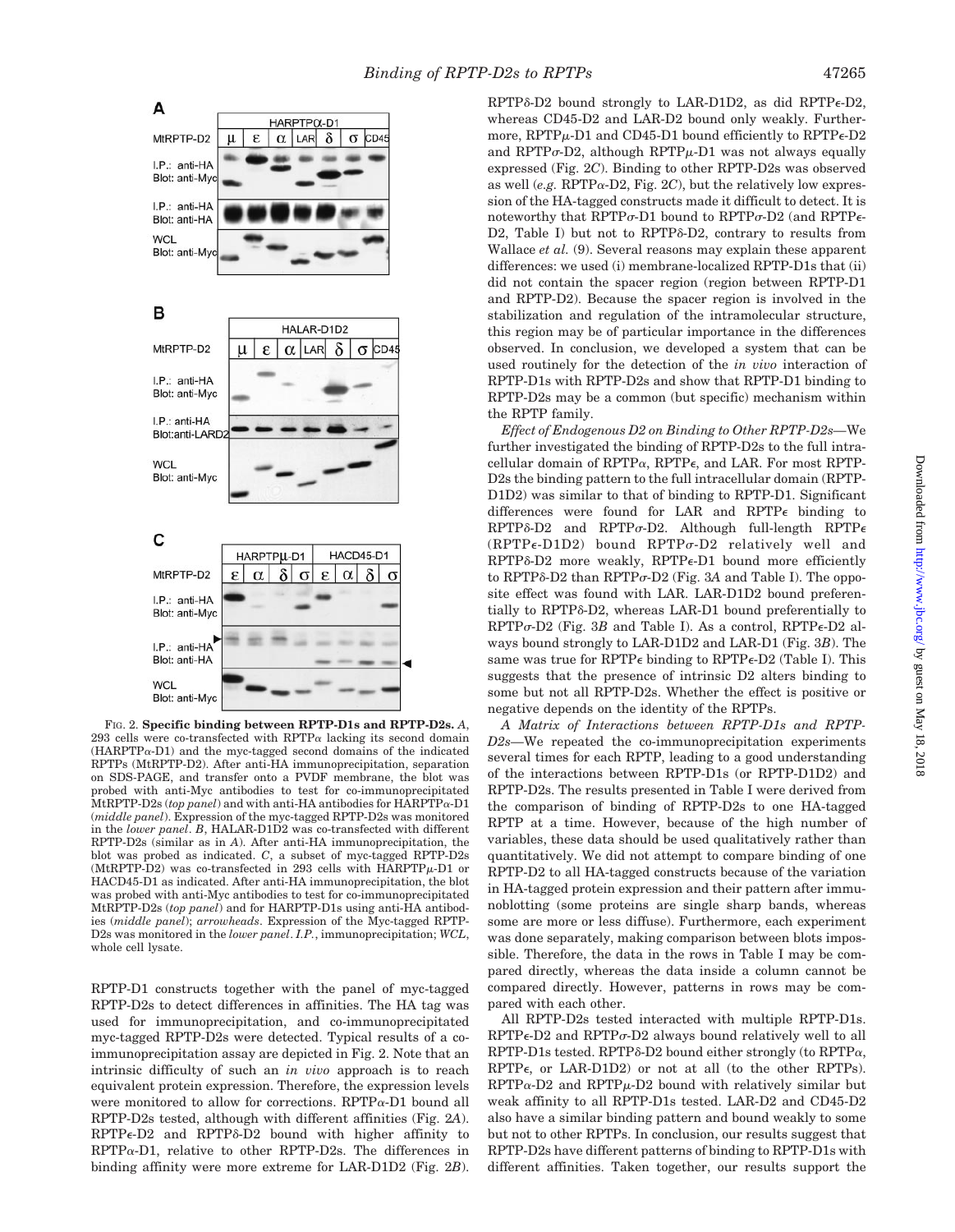FIG. 2. **Specific binding between RPTP-D1s and RPTP-D2s.** *A*, 293 cells were co-transfected with RPTPα lacking its second domain (HARPTPα-D1) and the myc-tagged second domains of the indicated RPTPs (MtRPTP-D2). After anti-HA immunoprecipitation, separation on SDS-PAGE, and transfer onto a PVDF membrane, the blot was probed with anti-Myc antibodies to test for co-immunoprecipitated MtRPTP-D2s (*top panel*) and with anti-HA antibodies for HARPTPα-D1 (*middle panel*). Expression of the myc-tagged RPTP-D2s was monitored in the *lower panel*. *B*, HALAR-D1D2 was co-transfected with different RPTP-D2s (similar as in *A*). After anti-HA immunoprecipitation, the blot was probed as indicated. *C*, a subset of myc-tagged RPTP-D2s (MtRPTP-D2) was co-transfected in 293 cells with HARPTPμ-D1 or HACD45-D1 as indicated. After anti-HA immunoprecipitation, the blot was probed with anti-Myc antibodies to test for co-immunoprecipitated MtRPTP-D2s (*top panel*) and for HARPTP-D1s using anti-HA antibodies (*middle panel*); *arrowheads*. Expression of the Myc-tagged RPTP-D2s was monitored in the *lower panel*. *I.P.*, immunoprecipitation; *WCL*, whole cell lysate.

RPTP-D1 constructs together with the panel of myc-tagged RPTP-D2s to detect differences in affinities. The HA tag was used for immunoprecipitation, and co-immunoprecipitated myc-tagged RPTP-D2s were detected. Typical results of a co-immunoprecipitation assay are depicted in Fig. 2. Note that an intrinsic difficulty of such an *in vivo* approach is to reach equivalent protein expression. Therefore, the expression levels were monitored to allow for corrections. RPTPα-D1 bound all RPTP-D2s tested, although with different affinities (Fig. 2*A*). RPTPε-D2 and RPTPδ-D2 bound with higher affinity to RPTPα-D1, relative to other RPTP-D2s. The differences in binding affinity were more extreme for LAR-D1D2 (Fig. 2*B*). RPTPδ-D2 bound strongly to LAR-D1D2, as did RPTPε-D2, whereas CD45-D2 and LAR-D2 bound only weakly. Furthermore, RPTPμ-D1 and CD45-D1 bound efficiently to RPTPε-D2 and RPTPσ-D2, although RPTPμ-D1 was not always equally expressed (Fig. 2*C*). Binding to other RPTP-D2s was observed as well (*e.g.* RPTPα-D2, Fig. 2*C*), but the relatively low expression of the HA-tagged constructs made it difficult to detect. It is noteworthy that RPTPσ-D1 bound to RPTPσ-D2 (and RPTPε-D2, Table I) but not to RPTPδ-D2, contrary to results from Wallace *et al.* (9). Several reasons may explain these apparent differences: we used (i) membrane-localized RPTP-D1s that (ii) did not contain the spacer region (region between RPTP-D1 and RPTP-D2). Because the spacer region is involved in the stabilization and regulation of the intramolecular structure, this region may be of particular importance in the differences observed. In conclusion, we developed a system that can be used routinely for the detection of the *in vivo* interaction of RPTP-D1s with RPTP-D2s and show that RPTP-D1 binding to RPTP-D2s may be a common (but specific) mechanism within the RPTP family.

*Effect of Endogenous D2 on Binding to Other RPTP-D2s*—We further investigated the binding of RPTP-D2s to the full intracellular domain of RPTPα, RPTPε, and LAR. For most RPTP-D2s the binding pattern to the full intracellular domain (RPTP-D1D2) was similar to that of binding to RPTP-D1. Significant differences were found for LAR and RPTPε binding to RPTPδ-D2 and RPTPσ-D2. Although full-length RPTPε (RPTPε-D1D2) bound RPTPσ-D2 relatively well and RPTPδ-D2 more weakly, RPTPε-D1 bound more efficiently to RPTPδ-D2 than RPTPσ-D2 (Fig. 3*A* and Table I). The opposite effect was found with LAR. LAR-D1D2 bound preferentially to RPTPδ-D2, whereas LAR-D1 bound preferentially to RPTPσ-D2 (Fig. 3*B* and Table I). As a control, RPTPε-D2 always bound strongly to LAR-D1D2 and LAR-D1 (Fig. 3*B*). The same was true for RPTPε binding to RPTPε-D2 (Table I). This suggests that the presence of intrinsic D2 alters binding to some but not all RPTP-D2s. Whether the effect is positive or negative depends on the identity of the RPTPs.

*A Matrix of Interactions between RPTP-D1s and RPTP-D2s*—We repeated the co-immunoprecipitation experiments several times for each RPTP, leading to a good understanding of the interactions between RPTP-D1s (or RPTP-D1D2) and RPTP-D2s. The results presented in Table I were derived from the comparison of binding of RPTP-D2s to one HA-tagged RPTP at a time. However, because of the high number of variables, these data should be used qualitatively rather than quantitatively. We did not attempt to compare binding of one RPTP-D2 to all HA-tagged constructs because of the variation in HA-tagged protein expression and their pattern after immunoblotting (some proteins are single sharp bands, whereas some are more or less diffuse). Furthermore, each experiment was done separately, making comparison between blots impossible. Therefore, the data in the rows in Table I may be compared directly, whereas the data inside a column cannot be compared directly. However, patterns in rows may be compared with each other.

All RPTP-D2s tested interacted with multiple RPTP-D1s. RPTPε-D2 and RPTPσ-D2 always bound relatively well to all RPTP-D1s tested. RPTPδ-D2 bound either strongly (to RPTPα, RPTPε, or LAR-D1D2) or not at all (to the other RPTPs). RPTPα-D2 and RPTPμ-D2 bound with relatively similar but weak affinity to all RPTP-D1s tested. LAR-D2 and CD45-D2 also have a similar binding pattern and bound weakly to some but not to other RPTPs. In conclusion, our results suggest that RPTP-D2s have different patterns of binding to RPTP-D1s with different affinities. Taken together, our results support the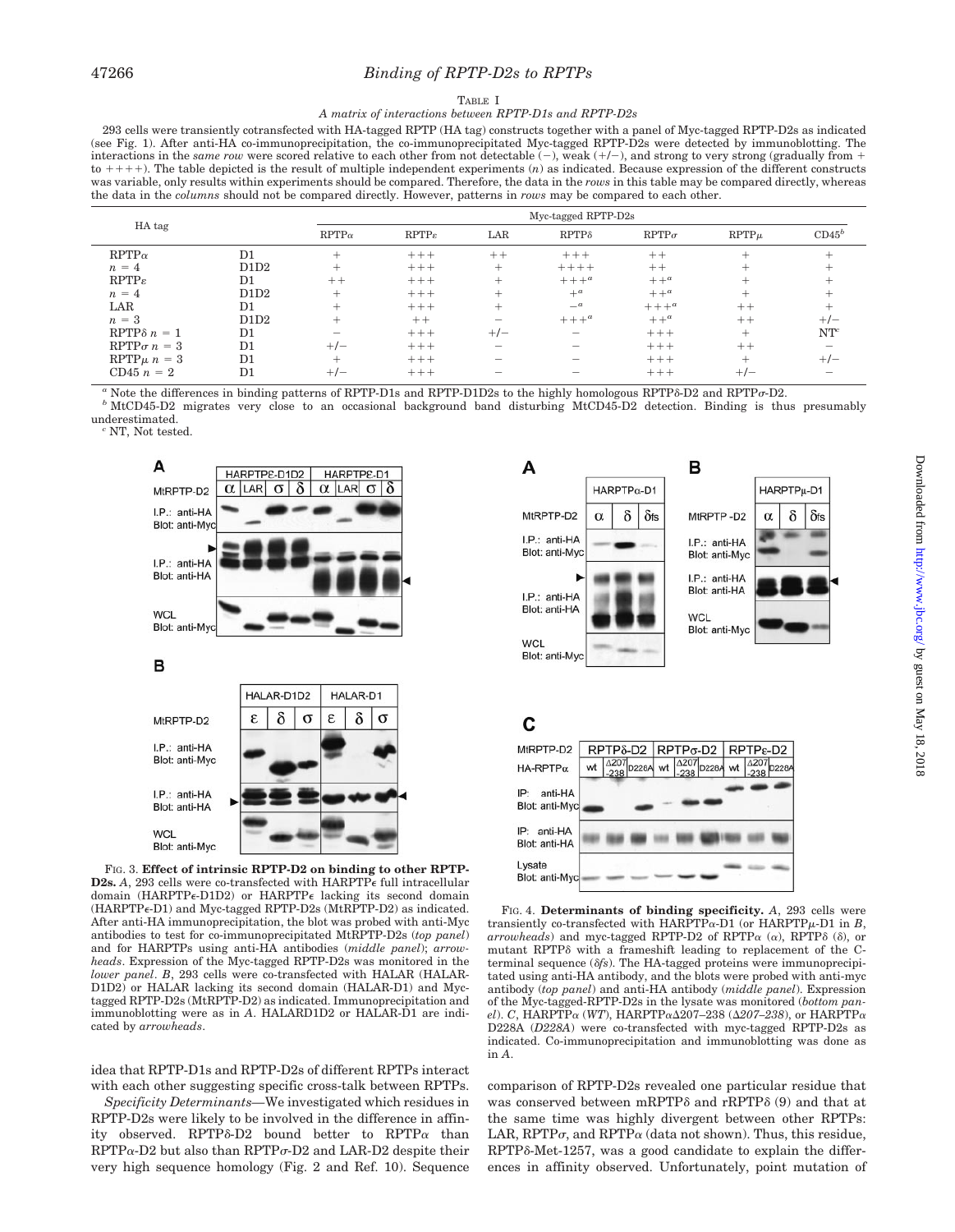TABLE I

*A matrix of interactions between RPTP-D1s and RPTP-D2s*

293 cells were transiently cotransfected with HA-tagged RPTP (HA tag) constructs together with a panel of Myc-tagged RPTP-D2s as indicated (see Fig. 1). After anti-HA co-immunoprecipitation, the co-immunoprecipitated Myc-tagged RPTP-D2s were detected by immunoblotting. The interactions in the *same row* were scored relative to each other from not detectable (−), weak (+/−), and strong to very strong (gradually from + to ++++). The table depicted is the result of multiple independent experiments (*n*) as indicated. Because expression of the different constructs was variable, only results within experiments should be compared. Therefore, the data in the *rows* in this table may be compared directly, whereas the data in the *columns* should not be compared directly. However, patterns in *rows* may be compared to each other.

| HA tag | | Myc-tagged RPTP-D2s | | | | | | |
|---|---|---|---|---|---|---|---|---|
| | | RPTPα | RPTPε | LAR | RPTPδ | RPTPσ | RPTPμ | CD45[b] |
| RPTPα | D1 | + | +++ | ++ | +++ | ++ | + | + |
| $n = 4$ | D1D2 | + | +++ | + | ++++ | ++ | + | + |
| RPTPε | D1 | ++ | +++ | + | +++[a] | ++[a] | + | + |
| $n = 4$ | D1D2 | + | +++ | + | +[a] | ++[a] | + | + |
| LAR | D1 | + | +++ | + | −[a] | +++[a] | ++ | + |
| $n = 3$ | D1D2 | + | ++ | − | +++[a] | ++[a] | ++ | +/− |
| RPTPδ $n = 1$ | D1 | − | +++ | +/− | − | +++ | + | NT[c] |
| RPTPσ $n = 3$ | D1 | +/− | +++ | − | − | +++ | ++ | − |
| RPTPμ $n = 3$ | D1 | + | +++ | − | − | +++ | + | +/− |
| CD45 $n = 2$ | D1 | +/− | +++ | − | − | +++ | +/− | − |

[a] Note the differences in binding patterns of RPTP-D1s and RPTP-D1D2s to the highly homologous RPTPδ-D2 and RPTPσ-D2.

[b] MtCD45-D2 migrates very close to an occasional background band disturbing MtCD45-D2 detection. Binding is thus presumably underestimated.

[c] NT, Not tested.

FIG. 3. **Effect of intrinsic RPTP-D2 on binding to other RPTP-D2s.** *A*, 293 cells were co-transfected with HARPTPε full intracellular domain (HARPTPε-D1D2) or HARPTPε lacking its second domain (HARPTPε-D1) and Myc-tagged RPTP-D2s (MtRPTP-D2) as indicated. After anti-HA immunoprecipitation, the blot was probed with anti-Myc antibodies to test for co-immunoprecipitated MtRPTP-D2s (*top panel*) and for HARPTPs using anti-HA antibodies (*middle panel*); *arrowheads*. Expression of the Myc-tagged RPTP-D2s was monitored in the *lower panel*. *B*, 293 cells were co-transfected with HALAR (HALAR-D1D2) or HALAR lacking its second domain (HALAR-D1) and Myc-tagged RPTP-D2s (MtRPTP-D2) as indicated. Immunoprecipitation and immunoblotting were as in *A*. HALARD1D2 or HALAR-D1 are indicated by *arrowheads*.

FIG. 4. **Determinants of binding specificity.** *A*, 293 cells were transiently co-transfected with HARPTPα-D1 (or HARPTPμ-D1 in *B*, *arrowheads*) and myc-tagged RPTP-D2 of RPTPα (α), RPTPδ (δ), or mutant RPTPδ with a frameshift leading to replacement of the C-terminal sequence (*δfs*). The HA-tagged proteins were immunoprecipitated using anti-HA antibody, and the blots were probed with anti-myc antibody (*top panel*) and anti-HA antibody (*middle panel*). Expression of the Myc-tagged-RPTP-D2s in the lysate was monitored (*bottom panel*). *C*, HARPTPα (*WT*), HARPTPαΔ207–238 (*Δ207–238*), or HARPTPα D228A (*D228A*) were co-transfected with myc-tagged RPTP-D2s as indicated. Co-immunoprecipitation and immunoblotting was done as in *A*.

idea that RPTP-D1s and RPTP-D2s of different RPTPs interact with each other suggesting specific cross-talk between RPTPs.

*Specificity Determinants*—We investigated which residues in RPTP-D2s were likely to be involved in the difference in affinity observed. RPTPδ-D2 bound better to RPTPα than RPTPα-D2 but also than RPTPσ-D2 and LAR-D2 despite their very high sequence homology (Fig. 2 and Ref. 10). Sequence comparison of RPTP-D2s revealed one particular residue that was conserved between mRPTPδ and rRPTPδ (9) and that at the same time was highly divergent between other RPTPs: LAR, RPTPσ, and RPTPα (data not shown). Thus, this residue, RPTPδ-Met-1257, was a good candidate to explain the differences in affinity observed. Unfortunately, point mutation of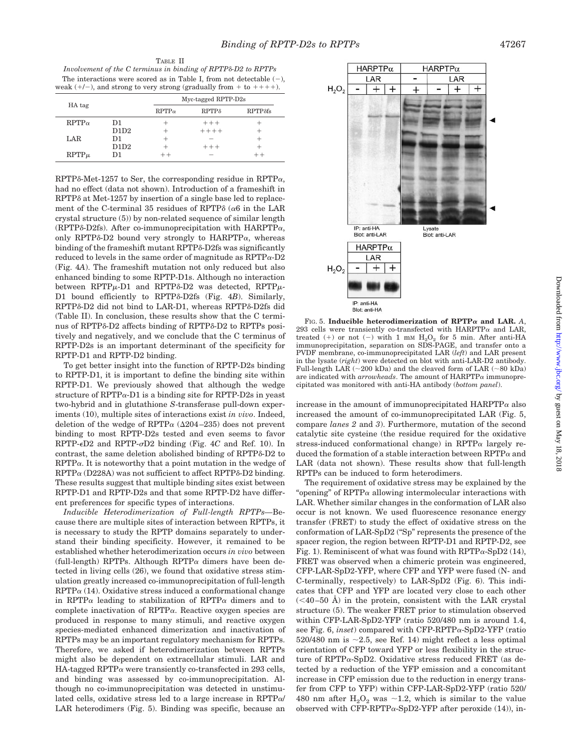TABLE II

*Involvement of the C terminus in binding of RPTPδ-D2 to RPTPs*

The interactions were scored as in Table I, from not detectable (−), weak (+/−), and strong to very strong (gradually from + to ++++).

| HA tag | | Myc-tagged RPTP-D2s | | |
|---|---|---|---|---|
| | | RPTPα | RPTPδ | RPTPδfs |
| RPTPα | D1 | + | +++ | + |
| | D1D2 | + | ++++ | + |
| LAR | D1 | + | − | + |
| | D1D2 | + | +++ | + |
| RPTPμ | D1 | ++ | − | ++ |

RPTPδ-Met-1257 to Ser, the corresponding residue in RPTPα, had no effect (data not shown). Introduction of a frameshift in RPTPδ at Met-1257 by insertion of a single base led to replacement of the C-terminal 35 residues of RPTPδ (α6 in the LAR crystal structure (5)) by non-related sequence of similar length (RPTPδ-D2fs). After co-immunoprecipitation with HARPTPα, only RPTPδ-D2 bound very strongly to HARPTPα, whereas binding of the frameshift mutant RPTPδ-D2fs was significantly reduced to levels in the same order of magnitude as RPTPα-D2 (Fig. 4*A*). The frameshift mutation not only reduced but also enhanced binding to some RPTP-D1s. Although no interaction between RPTPμ-D1 and RPTPδ-D2 was detected, RPTPμ-D1 bound efficiently to RPTPδ-D2fs (Fig. 4*B*). Similarly, RPTPδ-D2 did not bind to LAR-D1, whereas RPTPδ-D2fs did (Table II). In conclusion, these results show that the C terminus of RPTPδ-D2 affects binding of RPTPδ-D2 to RPTPs positively and negatively, and we conclude that the C terminus of RPTP-D2s is an important determinant of the specificity for RPTP-D1 and RPTP-D2 binding.

To get better insight into the function of RPTP-D2s binding to RPTP-D1, it is important to define the binding site within RPTP-D1. We previously showed that although the wedge structure of RPTPα-D1 is a binding site for RPTP-D2s in yeast two-hybrid and in glutathione *S*-transferase pull-down experiments (10), multiple sites of interactions exist *in vivo*. Indeed, deletion of the wedge of RPTPα (Δ204–235) does not prevent binding to most RPTP-D2s tested and even seems to favor RPTP-εD2 and RPTP-σD2 binding (Fig. 4*C* and Ref. 10). In contrast, the same deletion abolished binding of RPTPδ-D2 to RPTPα. It is noteworthy that a point mutation in the wedge of RPTPα (D228A) was not sufficient to affect RPTPδ-D2 binding. These results suggest that multiple binding sites exist between RPTP-D1 and RPTP-D2s and that some RPTP-D2 have different preferences for specific types of interactions.

*Inducible Heterodimerization of Full-length RPTPs*—Because there are multiple sites of interaction between RPTPs, it is necessary to study the RPTP domains separately to understand their binding specificity. However, it remained to be established whether heterodimerization occurs *in vivo* between (full-length) RPTPs. Although RPTPα dimers have been detected in living cells (26), we found that oxidative stress stimulation greatly increased co-immunoprecipitation of full-length RPTPα (14). Oxidative stress induced a conformational change in RPTPα leading to stabilization of RPTPα dimers and to complete inactivation of RPTPα. Reactive oxygen species are produced in response to many stimuli, and reactive oxygen species-mediated enhanced dimerization and inactivation of RPTPs may be an important regulatory mechanism for RPTPs. Therefore, we asked if heterodimerization between RPTPs might also be dependent on extracellular stimuli. LAR and HA-tagged RPTPα were transiently co-transfected in 293 cells, and binding was assessed by co-immunoprecipitation. Although no co-immunoprecipitation was detected in unstimulated cells, oxidative stress led to a large increase in RPTPα/LAR heterodimers (Fig. 5). Binding was specific, because an increase in the amount of immunoprecipitated HARPTPα also increased the amount of co-immunoprecipitated LAR (Fig. 5, compare *lanes 2* and *3*). Furthermore, mutation of the second catalytic site cysteine (the residue required for the oxidative stress-induced conformational change) in RPTPα largely reduced the formation of a stable interaction between RPTPα and LAR (data not shown). These results show that full-length RPTPs can be induced to form heterodimers.

**FIG. 5. Inducible heterodimerization of RPTPα and LAR.** *A*, 293 cells were transiently co-transfected with HARPTPα and LAR, treated (+) or not (−) with 1 mM $H_2O_2$ for 5 min. After anti-HA immunoprecipitation, separation on SDS-PAGE, and transfer onto a PVDF membrane, co-immunoprecipitated LAR (*left*) and LAR present in the lysate (*right*) were detected on blot with anti-LAR-D2 antibody. Full-length LAR (~200 kDa) and the cleaved form of LAR (~80 kDa) are indicated with *arrowheads*. The amount of HARPTPα immunoprecipitated was monitored with anti-HA antibody (*bottom panel*).

The requirement of oxidative stress may be explained by the "opening" of RPTPα allowing intermolecular interactions with LAR. Whether similar changes in the conformation of LAR also occur is not known. We used fluorescence resonance energy transfer (FRET) to study the effect of oxidative stress on the conformation of LAR-SpD2 ("Sp" represents the presence of the spacer region, the region between RPTP-D1 and RPTP-D2, see Fig. 1). Reminiscent of what was found with RPTPα-SpD2 (14), FRET was observed when a chimeric protein was engineered, CFP-LAR-SpD2-YFP, where CFP and YFP were fused (N- and C-terminally, respectively) to LAR-SpD2 (Fig. 6). This indicates that CFP and YFP are located very close to each other (<40–50 Å) in the protein, consistent with the LAR crystal structure (5). The weaker FRET prior to stimulation observed within CFP-LAR-SpD2-YFP (ratio 520/480 nm is around 1.4, see Fig. 6, *inset*) compared with CFP-RPTPα-SpD2-YFP (ratio 520/480 nm is ~2.5, see Ref. 14) might reflect a less optimal orientation of CFP toward YFP or less flexibility in the structure of RPTPα-SpD2. Oxidative stress reduced FRET (as detected by a reduction of the YFP emission and a concomitant increase in CFP emission due to the reduction in energy transfer from CFP to YFP) within CFP-LAR-SpD2-YFP (ratio 520/480 nm after $H_2O_2$ was ~1.2, which is similar to the value observed with CFP-RPTPα-SpD2-YFP after peroxide (14)), in-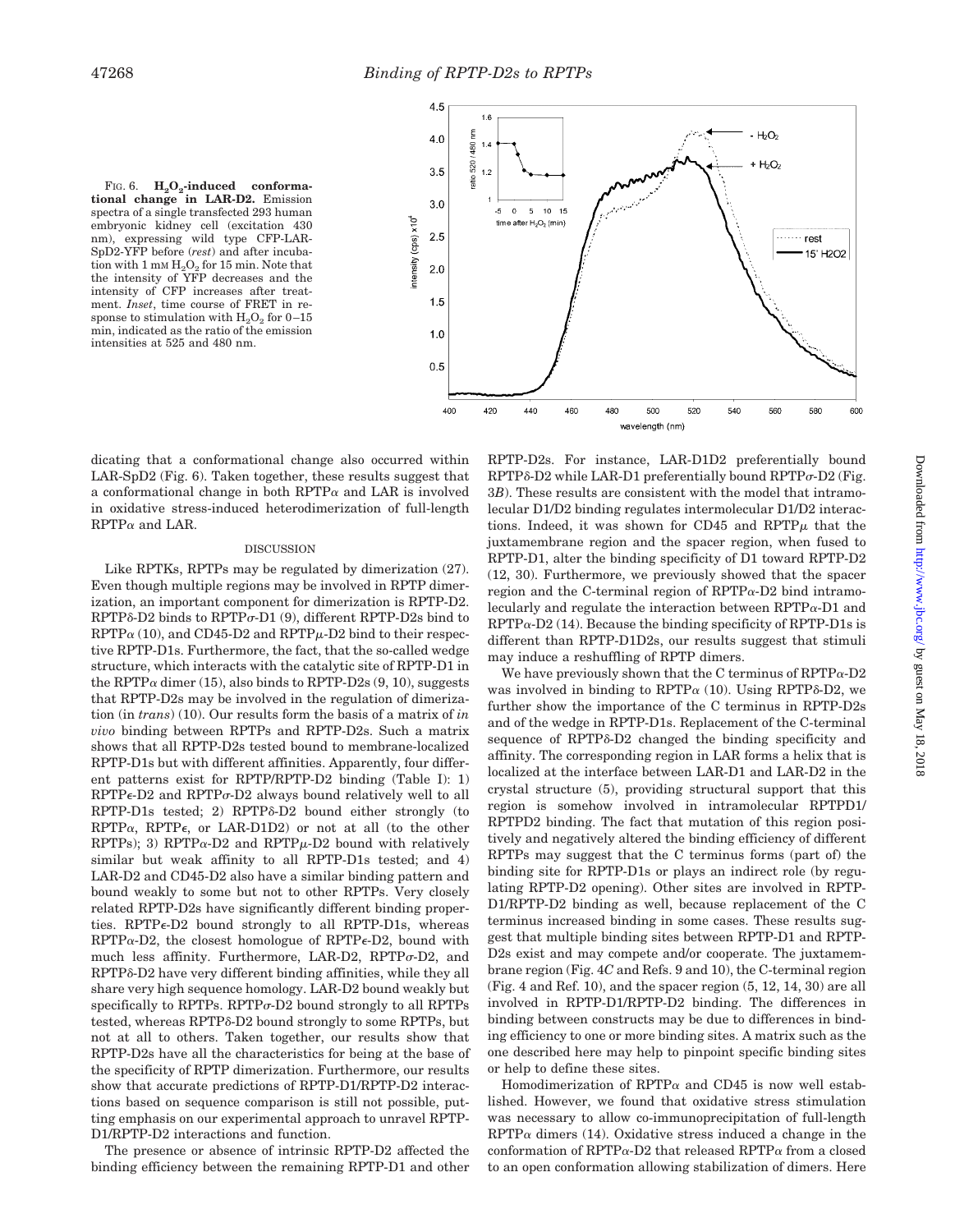FIG. 6. **$H_2O_2$-induced conformational change in LAR-D2.** Emission spectra of a single transfected 293 human embryonic kidney cell (excitation 430 nm), expressing wild type CFP-LAR-SpD2-YFP before (*rest*) and after incubation with 1 mM $H_2O_2$ for 15 min. Note that the intensity of YFP decreases and the intensity of CFP increases after treatment. *Inset*, time course of FRET in response to stimulation with $H_2O_2$ for 0–15 min, indicated as the ratio of the emission intensities at 525 and 480 nm.

dicating that a conformational change also occurred within LAR-SpD2 (Fig. 6). Taken together, these results suggest that a conformational change in both RPTPα and LAR is involved in oxidative stress-induced heterodimerization of full-length RPTPα and LAR.

## DISCUSSION

Like RPTKs, RPTPs may be regulated by dimerization (27). Even though multiple regions may be involved in RPTP dimerization, an important component for dimerization is RPTP-D2. RPTPδ-D2 binds to RPTPσ-D1 (9), different RPTP-D2s bind to RPTPα (10), and CD45-D2 and RPTPμ-D2 bind to their respective RPTP-D1s. Furthermore, the fact, that the so-called wedge structure, which interacts with the catalytic site of RPTP-D1 in the RPTPα dimer (15), also binds to RPTP-D2s (9, 10), suggests that RPTP-D2s may be involved in the regulation of dimerization (in *trans*) (10). Our results form the basis of a matrix of *in vivo* binding between RPTPs and RPTP-D2s. Such a matrix shows that all RPTP-D2s tested bound to membrane-localized RPTP-D1s but with different affinities. Apparently, four different patterns exist for RPTP/RPTP-D2 binding (Table I): 1) RPTPϵ-D2 and RPTPσ-D2 always bound relatively well to all RPTP-D1s tested; 2) RPTPδ-D2 bound either strongly (to RPTPα, RPTPϵ, or LAR-D1D2) or not at all (to the other RPTPs); 3) RPTPα-D2 and RPTPμ-D2 bound with relatively similar but weak affinity to all RPTP-D1s tested; and 4) LAR-D2 and CD45-D2 also have a similar binding pattern and bound weakly to some but not to other RPTPs. Very closely related RPTP-D2s have significantly different binding properties. RPTPϵ-D2 bound strongly to all RPTP-D1s, whereas RPTPα-D2, the closest homologue of RPTPϵ-D2, bound with much less affinity. Furthermore, LAR-D2, RPTPσ-D2, and RPTPδ-D2 have very different binding affinities, while they all share very high sequence homology. LAR-D2 bound weakly but specifically to RPTPs. RPTPσ-D2 bound strongly to all RPTPs tested, whereas RPTPδ-D2 bound strongly to some RPTPs, but not at all to others. Taken together, our results show that RPTP-D2s have all the characteristics for being at the base of the specificity of RPTP dimerization. Furthermore, our results show that accurate predictions of RPTP-D1/RPTP-D2 interactions based on sequence comparison is still not possible, putting emphasis on our experimental approach to unravel RPTP-D1/RPTP-D2 interactions and function.

The presence or absence of intrinsic RPTP-D2 affected the binding efficiency between the remaining RPTP-D1 and other RPTP-D2s. For instance, LAR-D1D2 preferentially bound RPTPδ-D2 while LAR-D1 preferentially bound RPTPσ-D2 (Fig. 3*B*). These results are consistent with the model that intramolecular D1/D2 binding regulates intermolecular D1/D2 interactions. Indeed, it was shown for CD45 and RPTPμ that the juxtamembrane region and the spacer region, when fused to RPTP-D1, alter the binding specificity of D1 toward RPTP-D2 (12, 30). Furthermore, we previously showed that the spacer region and the C-terminal region of RPTPα-D2 bind intramolecularly and regulate the interaction between RPTPα-D1 and RPTPα-D2 (14). Because the binding specificity of RPTP-D1s is different than RPTP-D1D2s, our results suggest that stimuli may induce a reshuffling of RPTP dimers.

We have previously shown that the C terminus of RPTPα-D2 was involved in binding to RPTPα (10). Using RPTPδ-D2, we further show the importance of the C terminus in RPTP-D2s and of the wedge in RPTP-D1s. Replacement of the C-terminal sequence of RPTPδ-D2 changed the binding specificity and affinity. The corresponding region in LAR forms a helix that is localized at the interface between LAR-D1 and LAR-D2 in the crystal structure (5), providing structural support that this region is somehow involved in intramolecular RPTPD1/RPTPD2 binding. The fact that mutation of this region positively and negatively altered the binding efficiency of different RPTPs may suggest that the C terminus forms (part of) the binding site for RPTP-D1s or plays an indirect role (by regulating RPTP-D2 opening). Other sites are involved in RPTP-D1/RPTP-D2 binding as well, because replacement of the C terminus increased binding in some cases. These results suggest that multiple binding sites between RPTP-D1 and RPTP-D2s exist and may compete and/or cooperate. The juxtamembrane region (Fig. 4*C* and Refs. 9 and 10), the C-terminal region (Fig. 4 and Ref. 10), and the spacer region (5, 12, 14, 30) are all involved in RPTP-D1/RPTP-D2 binding. The differences in binding between constructs may be due to differences in binding efficiency to one or more binding sites. A matrix such as the one described here may help to pinpoint specific binding sites or help to define these sites.

Homodimerization of RPTPα and CD45 is now well established. However, we found that oxidative stress stimulation was necessary to allow co-immunoprecipitation of full-length RPTPα dimers (14). Oxidative stress induced a change in the conformation of RPTPα-D2 that released RPTPα from a closed to an open conformation allowing stabilization of dimers. Here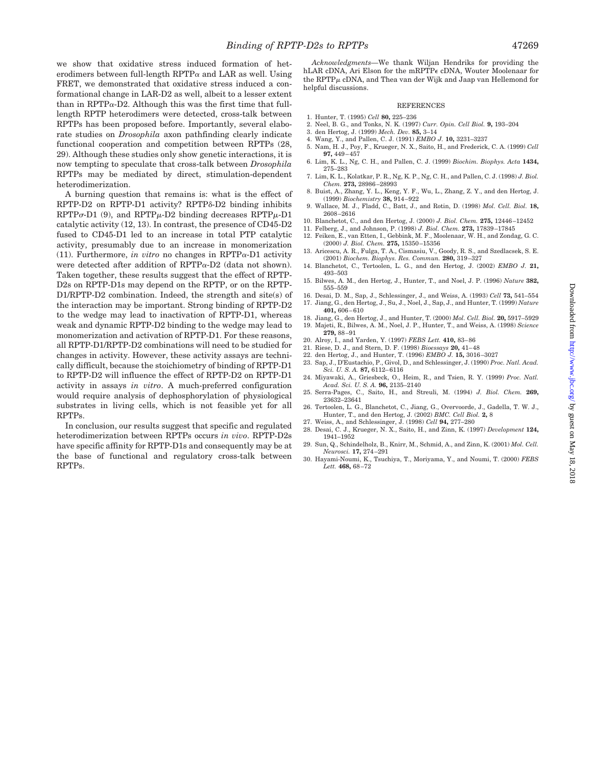we show that oxidative stress induced formation of heterodimers between full-length RPTP$\alpha$ and LAR as well. Using FRET, we demonstrated that oxidative stress induced a conformational change in LAR-D2 as well, albeit to a lesser extent than in RPTP$\alpha$-D2. Although this was the first time that full-length RPTP heterodimers were detected, cross-talk between RPTPs has been proposed before. Importantly, several elaborate studies on *Drosophila* axon pathfinding clearly indicate functional cooperation and competition between RPTPs (28, 29). Although these studies only show genetic interactions, it is now tempting to speculate that cross-talk between *Drosophila* RPTPs may be mediated by direct, stimulation-dependent heterodimerization.

A burning question that remains is: what is the effect of RPTP-D2 on RPTP-D1 activity? RPTP$\delta$-D2 binding inhibits RPTP$\sigma$-D1 (9), and RPTP$\mu$-D2 binding decreases RPTP$\mu$-D1 catalytic activity (12, 13). In contrast, the presence of CD45-D2 fused to CD45-D1 led to an increase in total PTP catalytic activity, presumably due to an increase in monomerization (11). Furthermore, *in vitro* no changes in RPTP$\alpha$-D1 activity were detected after addition of RPTP$\alpha$-D2 (data not shown). Taken together, these results suggest that the effect of RPTP-D2s on RPTP-D1s may depend on the RPTP, or on the RPTP-D1/RPTP-D2 combination. Indeed, the strength and site(s) of the interaction may be important. Strong binding of RPTP-D2 to the wedge may lead to inactivation of RPTP-D1, whereas weak and dynamic RPTP-D2 binding to the wedge may lead to monomerization and activation of RPTP-D1. For these reasons, all RPTP-D1/RPTP-D2 combinations will need to be studied for changes in activity. However, these activity assays are technically difficult, because the stoichiometry of binding of RPTP-D1 to RPTP-D2 will influence the effect of RPTP-D2 on RPTP-D1 activity in assays *in vitro*. A much-preferred configuration would require analysis of dephosphorylation of physiological substrates in living cells, which is not feasible yet for all RPTPs.

In conclusion, our results suggest that specific and regulated heterodimerization between RPTPs occurs *in vivo*. RPTP-D2s have specific affinity for RPTP-D1s and consequently may be at the base of functional and regulatory cross-talk between RPTPs.

*Acknowledgments*—We thank Wiljan Hendriks for providing the hLAR cDNA, Ari Elson for the mRPTP$\epsilon$ cDNA, Wouter Moolenaar for the RPTP$\mu$ cDNA, and Thea van der Wijk and Jaap van Hellemond for helpful discussions.

## REFERENCES

1. Hunter, T. (1995) *Cell* **80,** 225–236
2. Neel, B. G., and Tonks, N. K. (1997) *Curr. Opin. Cell Biol.* **9,** 193–204
3. den Hertog, J. (1999) *Mech. Dev.* **85,** 3–14
4. Wang, Y., and Pallen, C. J. (1991) *EMBO J.* **10,** 3231–3237
5. Nam, H. J., Poy, F., Krueger, N. X., Saito, H., and Frederick, C. A. (1999) *Cell* **97,** 449–457
6. Lim, K. L., Ng, C. H., and Pallen, C. J. (1999) *Biochim. Biophys. Acta* **1434,** 275–283
7. Lim, K. L., Kolatkar, P. R., Ng, K. P., Ng, C. H., and Pallen, C. J. (1998) *J. Biol. Chem.* **273,** 28986–28993
8. Buist, A., Zhang, Y. L., Keng, Y. F., Wu, L., Zhang, Z. Y., and den Hertog, J. (1999) *Biochemistry* **38,** 914–922
9. Wallace, M. J., Fladd, C., Batt, J., and Rotin, D. (1998) *Mol. Cell. Biol.* **18,** 2608–2616
10. Blanchetot, C., and den Hertog, J. (2000) *J. Biol. Chem.* **275,** 12446–12452
11. Felberg, J., and Johnson, P. (1998) *J. Biol. Chem.* **273,** 17839–17845
12. Feiken, E., van Etten, I., Gebbink, M. F., Moolenaar, W. H., and Zondag, G. C. (2000) *J. Biol. Chem.* **275,** 15350–15356
13. Aricescu, A. R., Fulga, T. A., Cismasiu, V., Goody, R. S., and Szedlacsek, S. E. (2001) *Biochem. Biophys. Res. Commun.* **280,** 319–327
14. Blanchetot, C., Tertoolen, L. G., and den Hertog, J. (2002) *EMBO J.* **21,** 493–503
15. Bilwes, A. M., den Hertog, J., Hunter, T., and Noel, J. P. (1996) *Nature* **382,** 555–559
16. Desai, D. M., Sap, J., Schlessinger, J., and Weiss, A. (1993) *Cell* **73,** 541–554
17. Jiang, G., den Hertog, J., Su, J., Noel, J., Sap, J., and Hunter, T. (1999) *Nature* **401,** 606–610
18. Jiang, G., den Hertog, J., and Hunter, T. (2000) *Mol. Cell. Biol.* **20,** 5917–5929
19. Majeti, R., Bilwes, A. M., Noel, J. P., Hunter, T., and Weiss, A. (1998) *Science* **279,** 88–91
20. Alroy, I., and Yarden, Y. (1997) *FEBS Lett.* **410,** 83–86
21. Riese, D. J., and Stern, D. F. (1998) *Bioessays* **20,** 41–48
22. den Hertog, J., and Hunter, T. (1996) *EMBO J.* **15,** 3016–3027
23. Sap, J., D'Eustachio, P., Givol, D., and Schlessinger, J. (1990) *Proc. Natl. Acad. Sci. U. S. A.* **87,** 6112–6116
24. Miyawaki, A., Griesbeck, O., Heim, R., and Tsien, R. Y. (1999) *Proc. Natl. Acad. Sci. U. S. A.* **96,** 2135–2140
25. Serra-Pages, C., Saito, H., and Streuli, M. (1994) *J. Biol. Chem.* **269,** 23632–23641
26. Tertoolen, L. G., Blanchetot, C., Jiang, G., Overvoorde, J., Gadella, T. W. J., Hunter, T., and den Hertog, J. (2002) *BMC. Cell Biol.* **2,** 8
27. Weiss, A., and Schlessinger, J. (1998) *Cell* **94,** 277–280
28. Desai, C. J., Krueger, N. X., Saito, H., and Zinn, K. (1997) *Development* **124,** 1941–1952
29. Sun, Q., Schindelholz, B., Knirr, M., Schmid, A., and Zinn, K. (2001) *Mol. Cell. Neurosci.* **17,** 274–291
30. Hayami-Noumi, K., Tsuchiya, T., Moriyama, Y., and Noumi, T. (2000) *FEBS Lett.* **468,** 68–72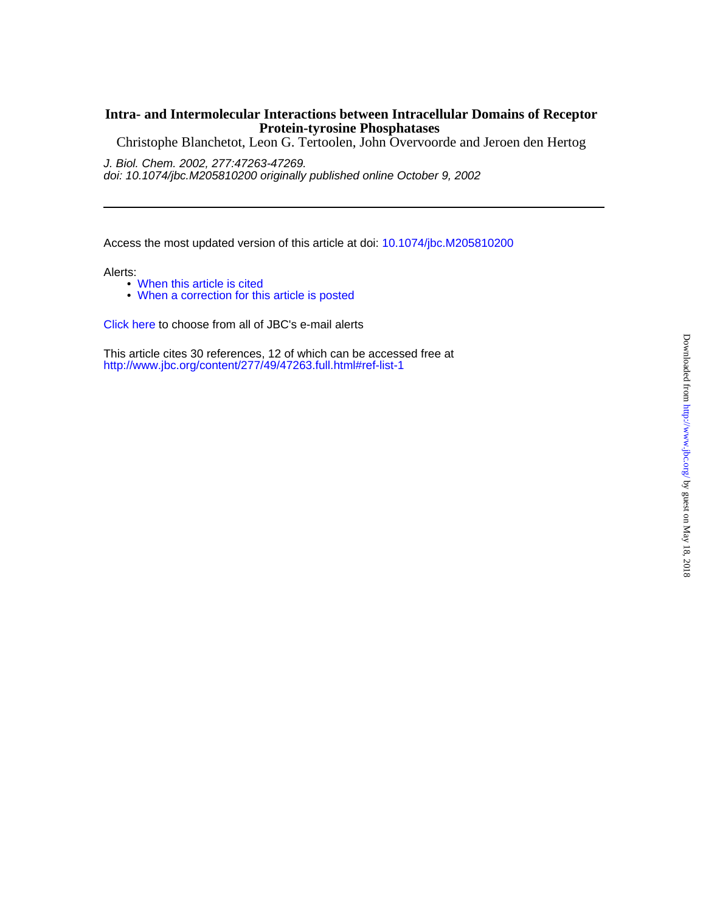**Intra- and Intermolecular Interactions between Intracellular Domains of Receptor Protein-tyrosine Phosphatases**

Christophe Blanchetot, Leon G. Tertoolen, John Overvoorde and Jeroen den Hertog

*J. Biol. Chem. 2002, 277:47263-47269.*
*doi: 10.1074/jbc.M205810200 originally published online October 9, 2002*

---

Access the most updated version of this article at doi: 10.1074/jbc.M205810200

Alerts:

- When this article is cited
- When a correction for this article is posted

Click here to choose from all of JBC's e-mail alerts

This article cites 30 references, 12 of which can be accessed free at
http://www.jbc.org/content/277/49/47263.full.html#ref-list-1

Downloaded from http://www.jbc.org/ by guest on May 18, 2018